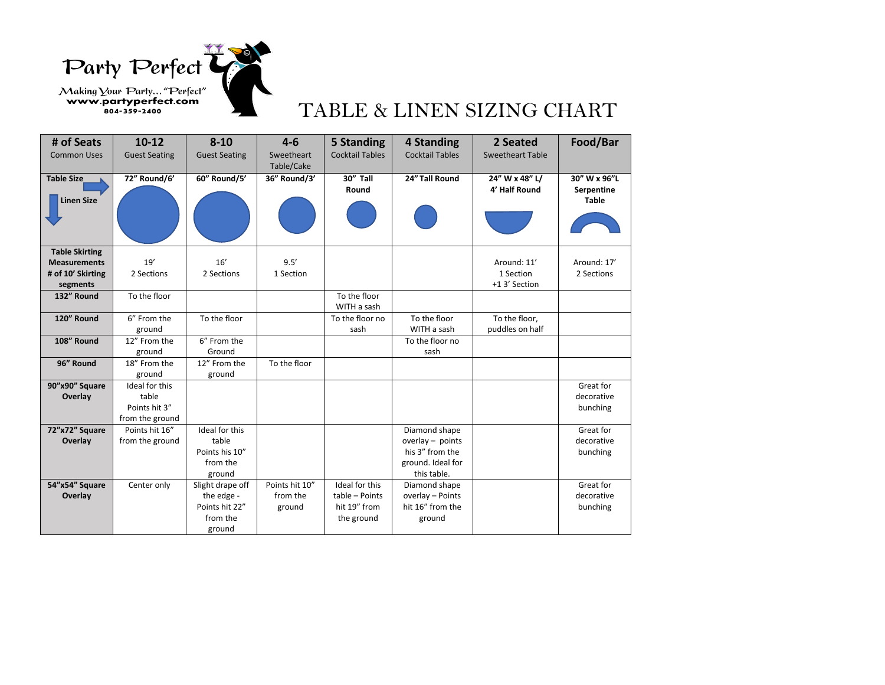Party Perfect

Making Your Party… "Perfect"
www.partyperfect.com
804-359-2400

# TABLE & LINEN SIZING CHART

| **# of Seats** Common Uses | **10-12** Guest Seating | **8-10** Guest Seating | **4-6** Sweetheart Table/Cake | **5 Standing** Cocktail Tables | **4 Standing** Cocktail Tables | **2 Seated** Sweetheart Table | **Food/Bar** |
|---|---|---|---|---|---|---|---|
| **Table Size** → **Linen Size** ↓ | **72" Round/6'** | **60" Round/5'** | **36" Round/3'** | **30" Tall Round** | **24" Tall Round** | **24" W x 48" L/ 4' Half Round** | **30" W x 96"L Serpentine Table** |
| **Table Skirting Measurements # of 10' Skirting segments** | 19' 2 Sections | 16' 2 Sections | 9.5' 1 Section | | | Around: 11' 1 Section +1 3' Section | Around: 17' 2 Sections |
| **132" Round** | To the floor | | | To the floor WITH a sash | | | |
| **120" Round** | 6" From the ground | To the floor | | To the floor no sash | To the floor WITH a sash | To the floor, puddles on half | |
| **108" Round** | 12" From the ground | 6" From the Ground | | | To the floor no sash | | |
| **96" Round** | 18" From the ground | 12" From the ground | To the floor | | | | |
| **90"x90" Square Overlay** | Ideal for this table Points hit 3" from the ground | | | | | | Great for decorative bunching |
| **72"x72" Square Overlay** | Points hit 16" from the ground | Ideal for this table Points his 10" from the ground | | | Diamond shape overlay – points his 3" from the ground. Ideal for this table. | | Great for decorative bunching |
| **54"x54" Square Overlay** | Center only | Slight drape off the edge - Points hit 22" from the ground | Points hit 10" from the ground | Ideal for this table – Points hit 19" from the ground | Diamond shape overlay – Points hit 16" from the ground | | Great for decorative bunching |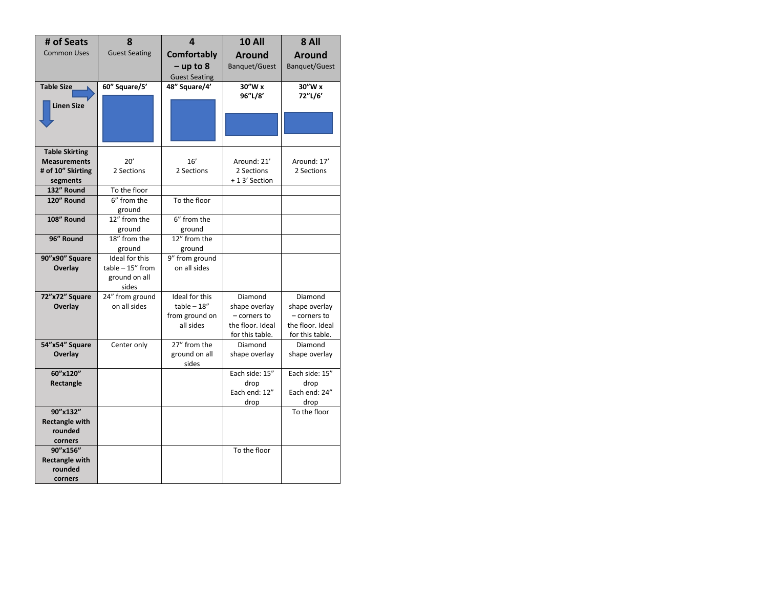| **# of Seats** Common Uses | **8** Guest Seating | **4 Comfortably – up to 8** Guest Seating | **10 All Around** Banquet/Guest | **8 All Around** Banquet/Guest |
|---|---|---|---|---|
| **Table Size** → / ↓ **Linen Size** | **60" Square/5'** | **48" Square/4'** | **30"W x 96"L/8'** | **30"W x 72"L/6'** |
| **Table Skirting Measurements # of 10" Skirting segments** | 20' 2 Sections | 16' 2 Sections | Around: 21' 2 Sections + 1 3' Section | Around: 17' 2 Sections |
| **132" Round** | To the floor | | | |
| **120" Round** | 6" from the ground | To the floor | | |
| **108" Round** | 12" from the ground | 6" from the ground | | |
| **96" Round** | 18" from the ground | 12" from the ground | | |
| **90"x90" Square Overlay** | Ideal for this table – 15" from ground on all sides | 9" from ground on all sides | | |
| **72"x72" Square Overlay** | 24" from ground on all sides | Ideal for this table – 18" from ground on all sides | Diamond shape overlay – corners to the floor. Ideal for this table. | Diamond shape overlay – corners to the floor. Ideal for this table. |
| **54"x54" Square Overlay** | Center only | 27" from the ground on all sides | Diamond shape overlay | Diamond shape overlay |
| **60"x120" Rectangle** | | | Each side: 15" drop Each end: 12" drop | Each side: 15" drop Each end: 24" drop |
| **90"x132" Rectangle with rounded corners** | | | | To the floor |
| **90"x156" Rectangle with rounded corners** | | | To the floor | |